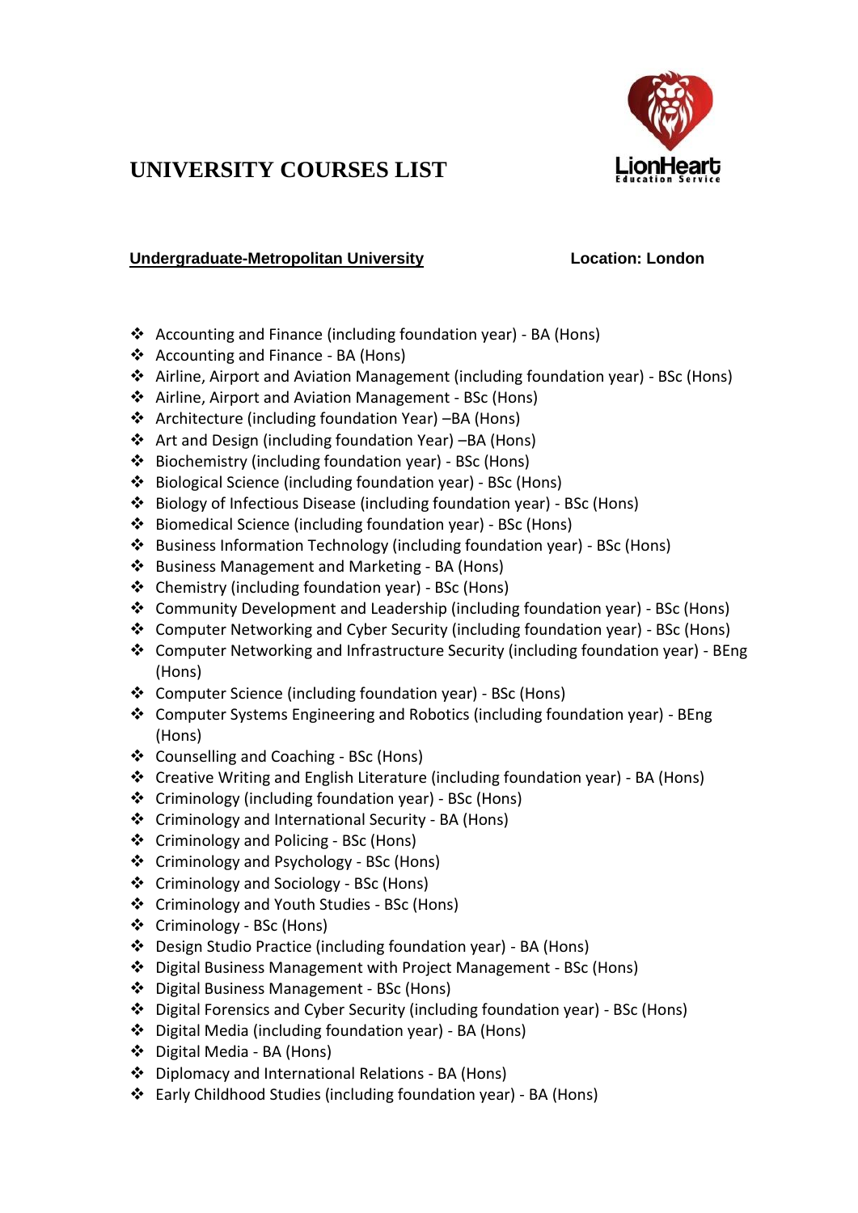# UNIVERSITY COURSES LIST

LionHeart Education Service

**Undergraduate-Metropolitan University** **Location: London**

- Accounting and Finance (including foundation year) - BA (Hons)
- Accounting and Finance - BA (Hons)
- Airline, Airport and Aviation Management (including foundation year) - BSc (Hons)
- Airline, Airport and Aviation Management - BSc (Hons)
- Architecture (including foundation Year) –BA (Hons)
- Art and Design (including foundation Year) –BA (Hons)
- Biochemistry (including foundation year) - BSc (Hons)
- Biological Science (including foundation year) - BSc (Hons)
- Biology of Infectious Disease (including foundation year) - BSc (Hons)
- Biomedical Science (including foundation year) - BSc (Hons)
- Business Information Technology (including foundation year) - BSc (Hons)
- Business Management and Marketing - BA (Hons)
- Chemistry (including foundation year) - BSc (Hons)
- Community Development and Leadership (including foundation year) - BSc (Hons)
- Computer Networking and Cyber Security (including foundation year) - BSc (Hons)
- Computer Networking and Infrastructure Security (including foundation year) - BEng (Hons)
- Computer Science (including foundation year) - BSc (Hons)
- Computer Systems Engineering and Robotics (including foundation year) - BEng (Hons)
- Counselling and Coaching - BSc (Hons)
- Creative Writing and English Literature (including foundation year) - BA (Hons)
- Criminology (including foundation year) - BSc (Hons)
- Criminology and International Security - BA (Hons)
- Criminology and Policing - BSc (Hons)
- Criminology and Psychology - BSc (Hons)
- Criminology and Sociology - BSc (Hons)
- Criminology and Youth Studies - BSc (Hons)
- Criminology - BSc (Hons)
- Design Studio Practice (including foundation year) - BA (Hons)
- Digital Business Management with Project Management - BSc (Hons)
- Digital Business Management - BSc (Hons)
- Digital Forensics and Cyber Security (including foundation year) - BSc (Hons)
- Digital Media (including foundation year) - BA (Hons)
- Digital Media - BA (Hons)
- Diplomacy and International Relations - BA (Hons)
- Early Childhood Studies (including foundation year) - BA (Hons)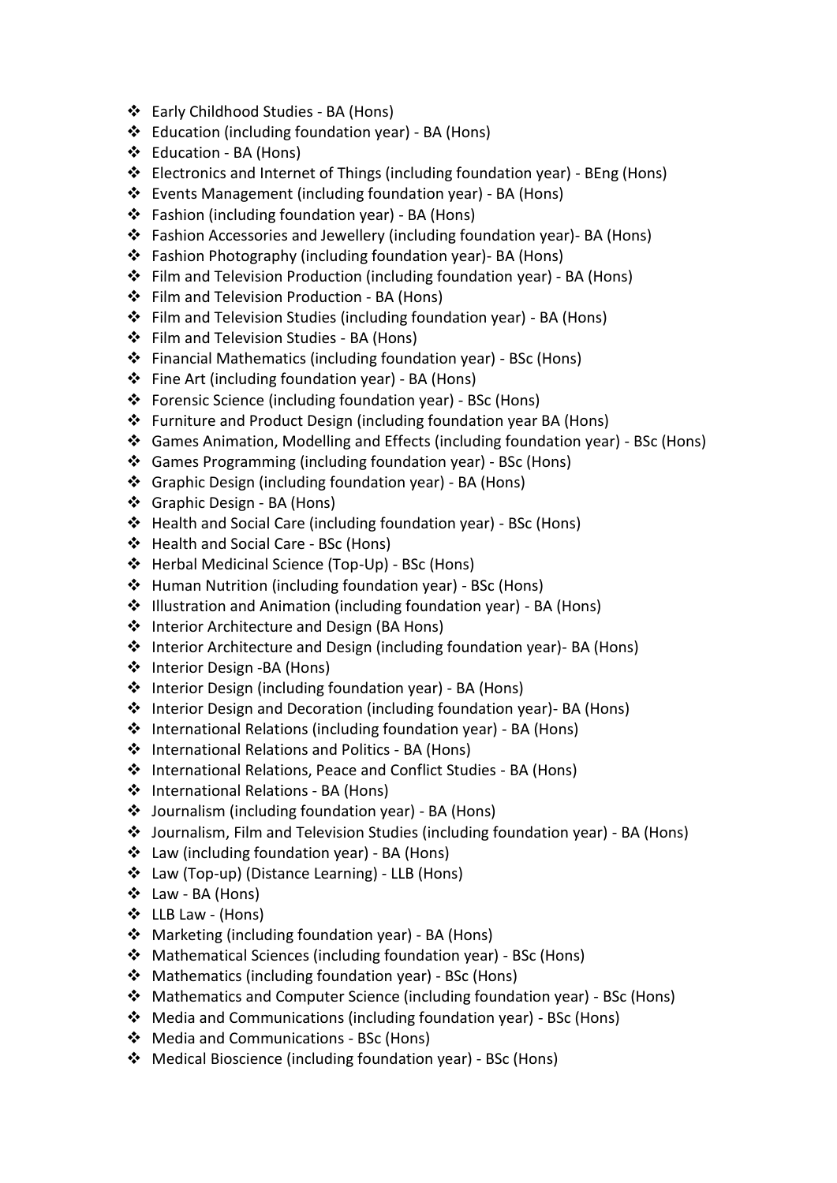- Early Childhood Studies - BA (Hons)
- Education (including foundation year) - BA (Hons)
- Education - BA (Hons)
- Electronics and Internet of Things (including foundation year) - BEng (Hons)
- Events Management (including foundation year) - BA (Hons)
- Fashion (including foundation year) - BA (Hons)
- Fashion Accessories and Jewellery (including foundation year)- BA (Hons)
- Fashion Photography (including foundation year)- BA (Hons)
- Film and Television Production (including foundation year) - BA (Hons)
- Film and Television Production - BA (Hons)
- Film and Television Studies (including foundation year) - BA (Hons)
- Film and Television Studies - BA (Hons)
- Financial Mathematics (including foundation year) - BSc (Hons)
- Fine Art (including foundation year) - BA (Hons)
- Forensic Science (including foundation year) - BSc (Hons)
- Furniture and Product Design (including foundation year BA (Hons)
- Games Animation, Modelling and Effects (including foundation year) - BSc (Hons)
- Games Programming (including foundation year) - BSc (Hons)
- Graphic Design (including foundation year) - BA (Hons)
- Graphic Design - BA (Hons)
- Health and Social Care (including foundation year) - BSc (Hons)
- Health and Social Care - BSc (Hons)
- Herbal Medicinal Science (Top-Up) - BSc (Hons)
- Human Nutrition (including foundation year) - BSc (Hons)
- Illustration and Animation (including foundation year) - BA (Hons)
- Interior Architecture and Design (BA Hons)
- Interior Architecture and Design (including foundation year)- BA (Hons)
- Interior Design -BA (Hons)
- Interior Design (including foundation year) - BA (Hons)
- Interior Design and Decoration (including foundation year)- BA (Hons)
- International Relations (including foundation year) - BA (Hons)
- International Relations and Politics - BA (Hons)
- International Relations, Peace and Conflict Studies - BA (Hons)
- International Relations - BA (Hons)
- Journalism (including foundation year) - BA (Hons)
- Journalism, Film and Television Studies (including foundation year) - BA (Hons)
- Law (including foundation year) - BA (Hons)
- Law (Top-up) (Distance Learning) - LLB (Hons)
- Law - BA (Hons)
- LLB Law - (Hons)
- Marketing (including foundation year) - BA (Hons)
- Mathematical Sciences (including foundation year) - BSc (Hons)
- Mathematics (including foundation year) - BSc (Hons)
- Mathematics and Computer Science (including foundation year) - BSc (Hons)
- Media and Communications (including foundation year) - BSc (Hons)
- Media and Communications - BSc (Hons)
- Medical Bioscience (including foundation year) - BSc (Hons)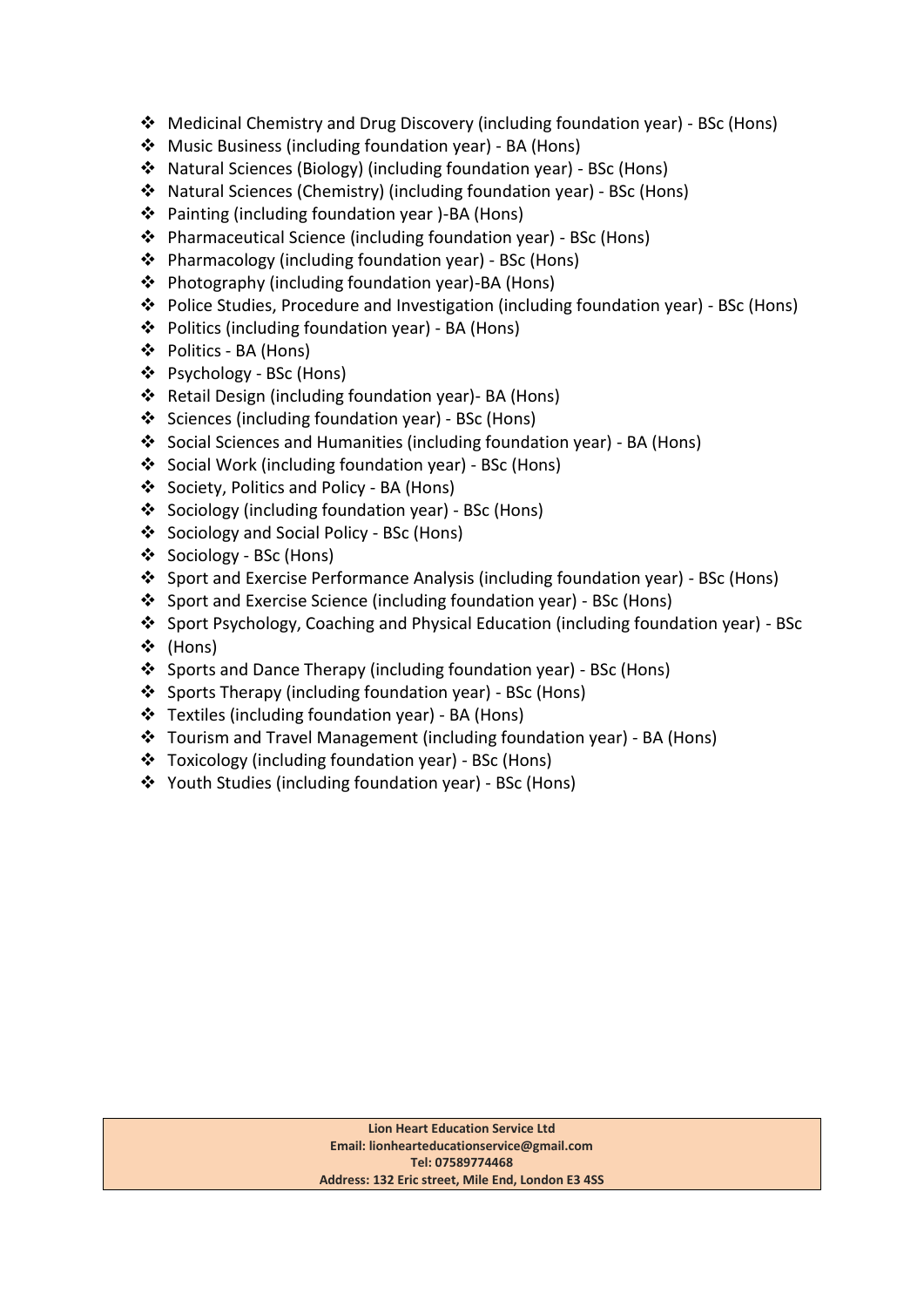- Medicinal Chemistry and Drug Discovery (including foundation year) - BSc (Hons)
- Music Business (including foundation year) - BA (Hons)
- Natural Sciences (Biology) (including foundation year) - BSc (Hons)
- Natural Sciences (Chemistry) (including foundation year) - BSc (Hons)
- Painting (including foundation year )-BA (Hons)
- Pharmaceutical Science (including foundation year) - BSc (Hons)
- Pharmacology (including foundation year) - BSc (Hons)
- Photography (including foundation year)-BA (Hons)
- Police Studies, Procedure and Investigation (including foundation year) - BSc (Hons)
- Politics (including foundation year) - BA (Hons)
- Politics - BA (Hons)
- Psychology - BSc (Hons)
- Retail Design (including foundation year)- BA (Hons)
- Sciences (including foundation year) - BSc (Hons)
- Social Sciences and Humanities (including foundation year) - BA (Hons)
- Social Work (including foundation year) - BSc (Hons)
- Society, Politics and Policy - BA (Hons)
- Sociology (including foundation year) - BSc (Hons)
- Sociology and Social Policy - BSc (Hons)
- Sociology - BSc (Hons)
- Sport and Exercise Performance Analysis (including foundation year) - BSc (Hons)
- Sport and Exercise Science (including foundation year) - BSc (Hons)
- Sport Psychology, Coaching and Physical Education (including foundation year) - BSc (Hons)
- Sports and Dance Therapy (including foundation year) - BSc (Hons)
- Sports Therapy (including foundation year) - BSc (Hons)
- Textiles (including foundation year) - BA (Hons)
- Tourism and Travel Management (including foundation year) - BA (Hons)
- Toxicology (including foundation year) - BSc (Hons)
- Youth Studies (including foundation year) - BSc (Hons)